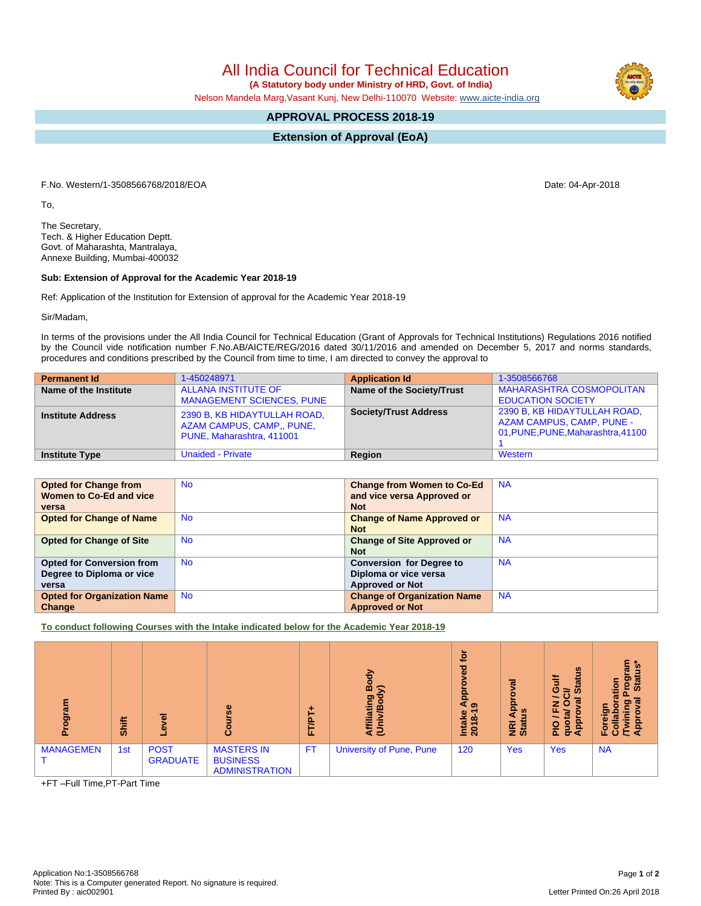# All India Council for Technical Education

**(A Statutory body under Ministry of HRD, Govt. of India)**

Nelson Mandela Marg,Vasant Kunj, New Delhi-110070 Website: www.aicte-india.org

## APPROVAL PROCESS 2018-19

## Extension of Approval (EoA)

F.No. Western/1-3508566768/2018/EOA

Date: 04-Apr-2018

To,

The Secretary,
Tech. & Higher Education Deptt.
Govt. of Maharashta, Mantralaya,
Annexe Building, Mumbai-400032

**Sub: Extension of Approval for the Academic Year 2018-19**

Ref: Application of the Institution for Extension of approval for the Academic Year 2018-19

Sir/Madam,

In terms of the provisions under the All India Council for Technical Education (Grant of Approvals for Technical Institutions) Regulations 2016 notified by the Council vide notification number F.No.AB/AICTE/REG/2016 dated 30/11/2016 and amended on December 5, 2017 and norms standards, procedures and conditions prescribed by the Council from time to time, I am directed to convey the approval to

| **Permanent Id** | 1-450248971 | **Application Id** | 1-3508566768 |
|---|---|---|---|
| **Name of the Institute** | ALLANA INSTITUTE OF MANAGEMENT SCIENCES, PUNE | **Name of the Society/Trust** | MAHARASHTRA COSMOPOLITAN EDUCATION SOCIETY |
| **Institute Address** | 2390 B, KB HIDAYTULLAH ROAD, AZAM CAMPUS, CAMP,, PUNE, PUNE, Maharashtra, 411001 | **Society/Trust Address** | 2390 B, KB HIDAYTULLAH ROAD, AZAM CAMPUS, CAMP, PUNE - 01,PUNE,PUNE,Maharashtra,411001 |
| **Institute Type** | Unaided - Private | **Region** | Western |

| **Opted for Change from Women to Co-Ed and vice versa** | No | **Change from Women to Co-Ed and vice versa Approved or Not** | NA |
|---|---|---|---|
| **Opted for Change of Name** | No | **Change of Name Approved or Not** | NA |
| **Opted for Change of Site** | No | **Change of Site Approved or Not** | NA |
| **Opted for Conversion from Degree to Diploma or vice versa** | No | **Conversion for Degree to Diploma or vice versa Approved or Not** | NA |
| **Opted for Organization Name Change** | No | **Change of Organization Name Approved or Not** | NA |

**To conduct following Courses with the Intake indicated below for the Academic Year 2018-19**

| Program | Shift | Level | Course | FT/PT+ | Affiliating Body (Univ/Body) | Intake Approved for 2018-19 | NRI Approval Status | PIO / FN / Gulf quota/ OCI/ Approval Status | Foreign Collaboration /Twining Program Approval Status* |
|---|---|---|---|---|---|---|---|---|---|
| MANAGEMENT | 1st | POST GRADUATE | MASTERS IN BUSINESS ADMINISTRATION | FT | University of Pune, Pune | 120 | Yes | Yes | NA |

+FT –Full Time,PT-Part Time

Application No:1-3508566768
Note: This is a Computer generated Report. No signature is required.
Printed By : aic002901

Letter Printed On:26 April 2018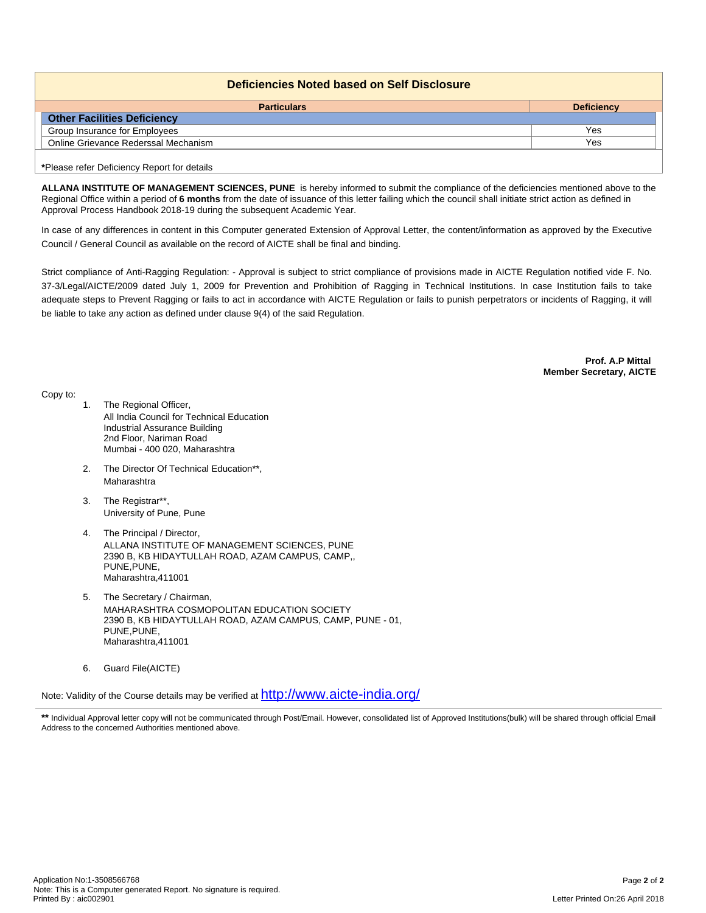## Deficiencies Noted based on Self Disclosure

| Particulars | Deficiency |
|---|---|
| **Other Facilities Deficiency** | |
| Group Insurance for Employees | Yes |
| Online Grievance Rederssal Mechanism | Yes |

***Please refer Deficiency Report for details**

**ALLANA INSTITUTE OF MANAGEMENT SCIENCES, PUNE** is hereby informed to submit the compliance of the deficiencies mentioned above to the Regional Office within a period of **6 months** from the date of issuance of this letter failing which the council shall initiate strict action as defined in Approval Process Handbook 2018-19 during the subsequent Academic Year.

In case of any differences in content in this Computer generated Extension of Approval Letter, the content/information as approved by the Executive Council / General Council as available on the record of AICTE shall be final and binding.

Strict compliance of Anti-Ragging Regulation: - Approval is subject to strict compliance of provisions made in AICTE Regulation notified vide F. No. 37-3/Legal/AICTE/2009 dated July 1, 2009 for Prevention and Prohibition of Ragging in Technical Institutions. In case Institution fails to take adequate steps to Prevent Ragging or fails to act in accordance with AICTE Regulation or fails to punish perpetrators or incidents of Ragging, it will be liable to take any action as defined under clause 9(4) of the said Regulation.

**Prof. A.P Mittal**
**Member Secretary, AICTE**

Copy to:

1. The Regional Officer,
   All India Council for Technical Education
   Industrial Assurance Building
   2nd Floor, Nariman Road
   Mumbai - 400 020, Maharashtra

2. The Director Of Technical Education**,
   Maharashtra

3. The Registrar**,
   University of Pune, Pune

4. The Principal / Director,
   ALLANA INSTITUTE OF MANAGEMENT SCIENCES, PUNE
   2390 B, KB HIDAYTULLAH ROAD, AZAM CAMPUS, CAMP,,
   PUNE,PUNE,
   Maharashtra,411001

5. The Secretary / Chairman,
   MAHARASHTRA COSMOPOLITAN EDUCATION SOCIETY
   2390 B, KB HIDAYTULLAH ROAD, AZAM CAMPUS, CAMP, PUNE - 01,
   PUNE,PUNE,
   Maharashtra,411001

6. Guard File(AICTE)

Note: Validity of the Course details may be verified at http://www.aicte-india.org/

**\*\*** Individual Approval letter copy will not be communicated through Post/Email. However, consolidated list of Approved Institutions(bulk) will be shared through official Email Address to the concerned Authorities mentioned above.

Application No:1-3508566768
Note: This is a Computer generated Report. No signature is required.
Printed By : aic002901

Letter Printed On:26 April 2018